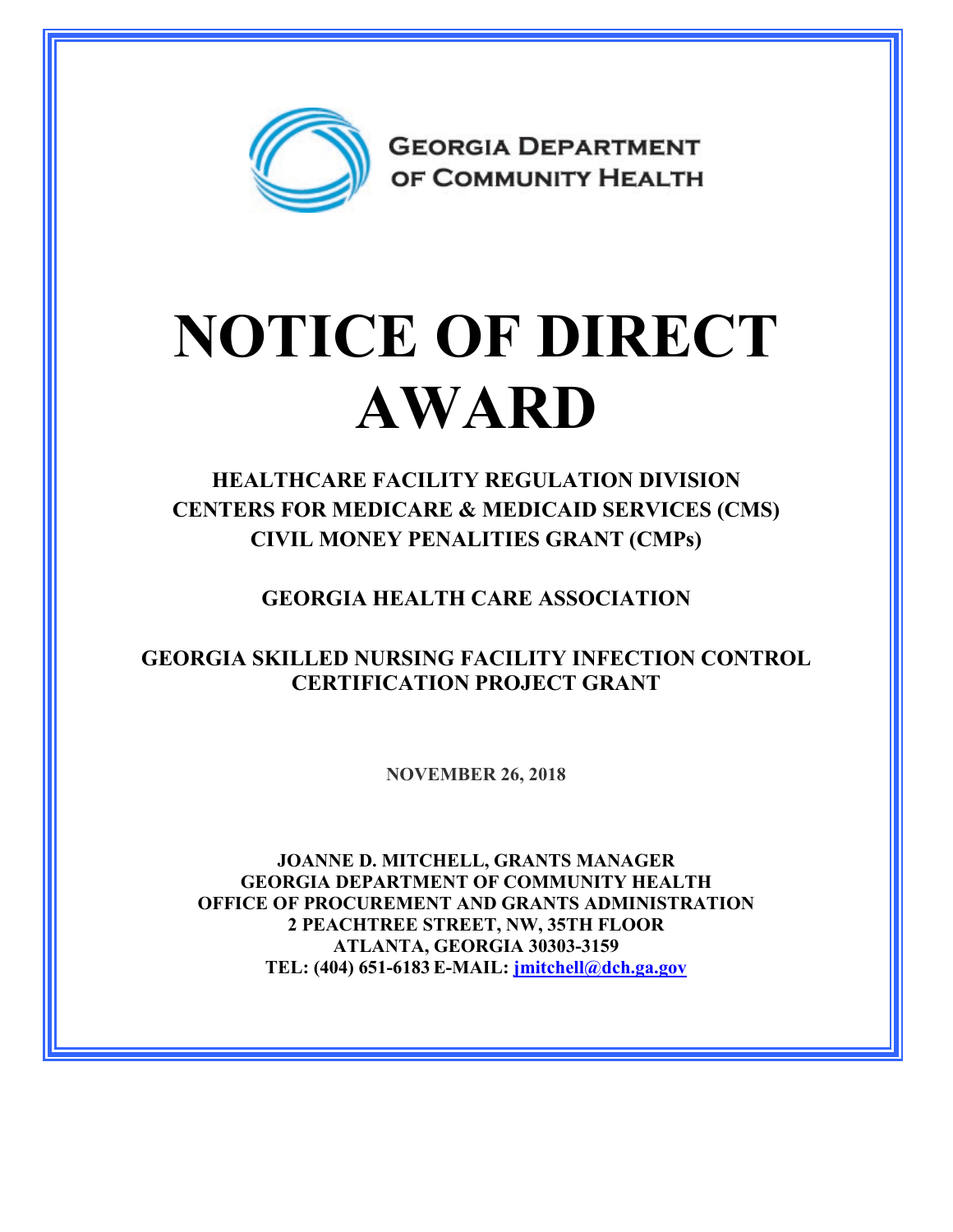GEORGIA DEPARTMENT OF COMMUNITY HEALTH

# NOTICE OF DIRECT AWARD

## HEALTHCARE FACILITY REGULATION DIVISION
## CENTERS FOR MEDICARE & MEDICAID SERVICES (CMS)
## CIVIL MONEY PENALITIES GRANT (CMPs)

## GEORGIA HEALTH CARE ASSOCIATION

## GEORGIA SKILLED NURSING FACILITY INFECTION CONTROL CERTIFICATION PROJECT GRANT

**NOVEMBER 26, 2018**

**JOANNE D. MITCHELL, GRANTS MANAGER**
**GEORGIA DEPARTMENT OF COMMUNITY HEALTH**
**OFFICE OF PROCUREMENT AND GRANTS ADMINISTRATION**
**2 PEACHTREE STREET, NW, 35TH FLOOR**
**ATLANTA, GEORGIA 30303-3159**
**TEL: (404) 651-6183 E-MAIL: jmitchell@dch.ga.gov**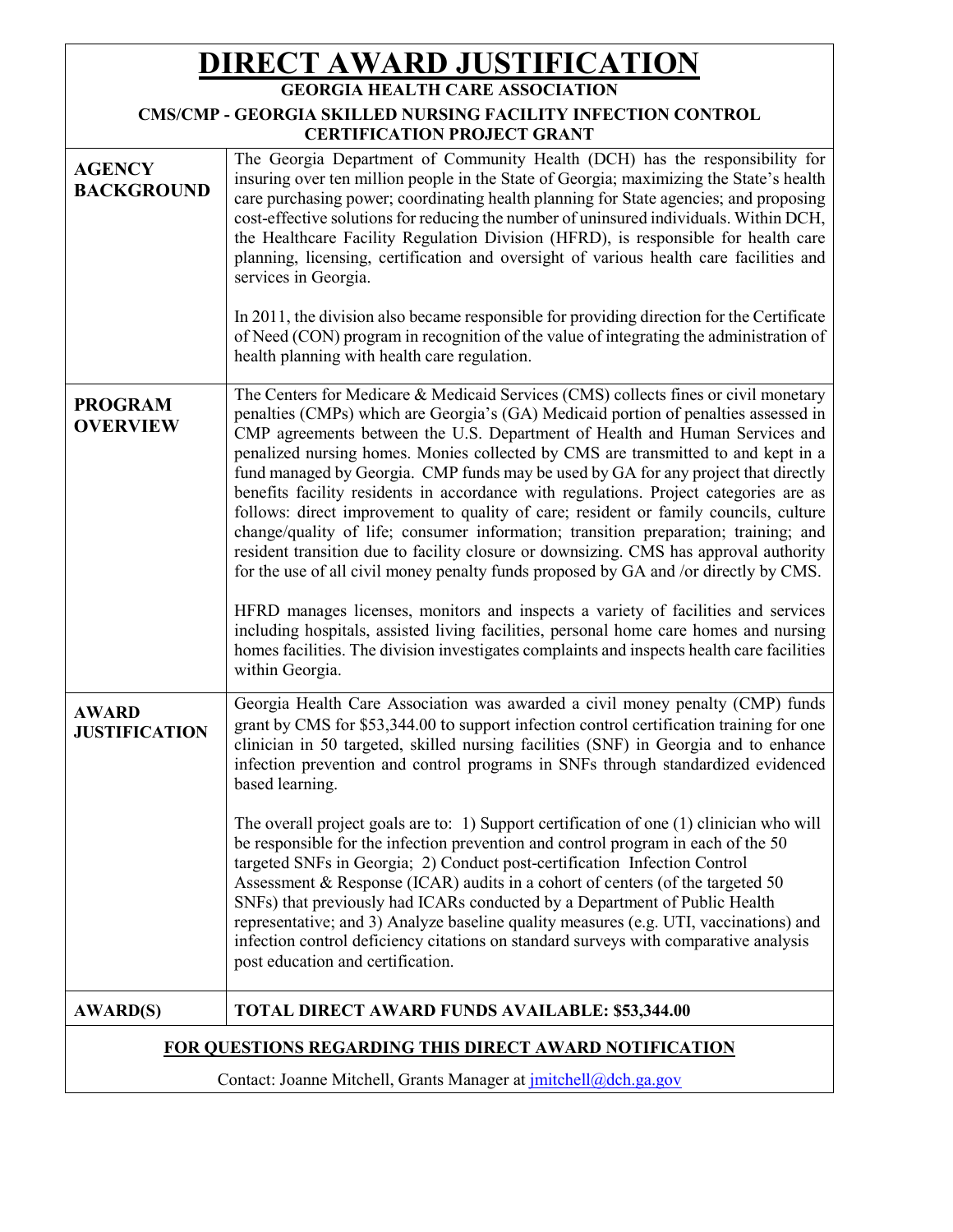# DIRECT AWARD JUSTIFICATION

**GEORGIA HEALTH CARE ASSOCIATION**

**CMS/CMP - GEORGIA SKILLED NURSING FACILITY INFECTION CONTROL CERTIFICATION PROJECT GRANT**

| | |
|---|---|
| **AGENCY BACKGROUND** | The Georgia Department of Community Health (DCH) has the responsibility for insuring over ten million people in the State of Georgia; maximizing the State's health care purchasing power; coordinating health planning for State agencies; and proposing cost-effective solutions for reducing the number of uninsured individuals. Within DCH, the Healthcare Facility Regulation Division (HFRD), is responsible for health care planning, licensing, certification and oversight of various health care facilities and services in Georgia.<br><br>In 2011, the division also became responsible for providing direction for the Certificate of Need (CON) program in recognition of the value of integrating the administration of health planning with health care regulation. |
| **PROGRAM OVERVIEW** | The Centers for Medicare & Medicaid Services (CMS) collects fines or civil monetary penalties (CMPs) which are Georgia's (GA) Medicaid portion of penalties assessed in CMP agreements between the U.S. Department of Health and Human Services and penalized nursing homes. Monies collected by CMS are transmitted to and kept in a fund managed by Georgia. CMP funds may be used by GA for any project that directly benefits facility residents in accordance with regulations. Project categories are as follows: direct improvement to quality of care; resident or family councils, culture change/quality of life; consumer information; transition preparation; training; and resident transition due to facility closure or downsizing. CMS has approval authority for the use of all civil money penalty funds proposed by GA and /or directly by CMS.<br><br>HFRD manages licenses, monitors and inspects a variety of facilities and services including hospitals, assisted living facilities, personal home care homes and nursing homes facilities. The division investigates complaints and inspects health care facilities within Georgia. |
| **AWARD JUSTIFICATION** | Georgia Health Care Association was awarded a civil money penalty (CMP) funds grant by CMS for $53,344.00 to support infection control certification training for one clinician in 50 targeted, skilled nursing facilities (SNF) in Georgia and to enhance infection prevention and control programs in SNFs through standardized evidenced based learning.<br><br>The overall project goals are to: 1) Support certification of one (1) clinician who will be responsible for the infection prevention and control program in each of the 50 targeted SNFs in Georgia; 2) Conduct post-certification Infection Control Assessment & Response (ICAR) audits in a cohort of centers (of the targeted 50 SNFs) that previously had ICARs conducted by a Department of Public Health representative; and 3) Analyze baseline quality measures (e.g. UTI, vaccinations) and infection control deficiency citations on standard surveys with comparative analysis post education and certification. |
| **AWARD(S)** | **TOTAL DIRECT AWARD FUNDS AVAILABLE: $53,344.00** |

**FOR QUESTIONS REGARDING THIS DIRECT AWARD NOTIFICATION**

Contact: Joanne Mitchell, Grants Manager at jmitchell@dch.ga.gov